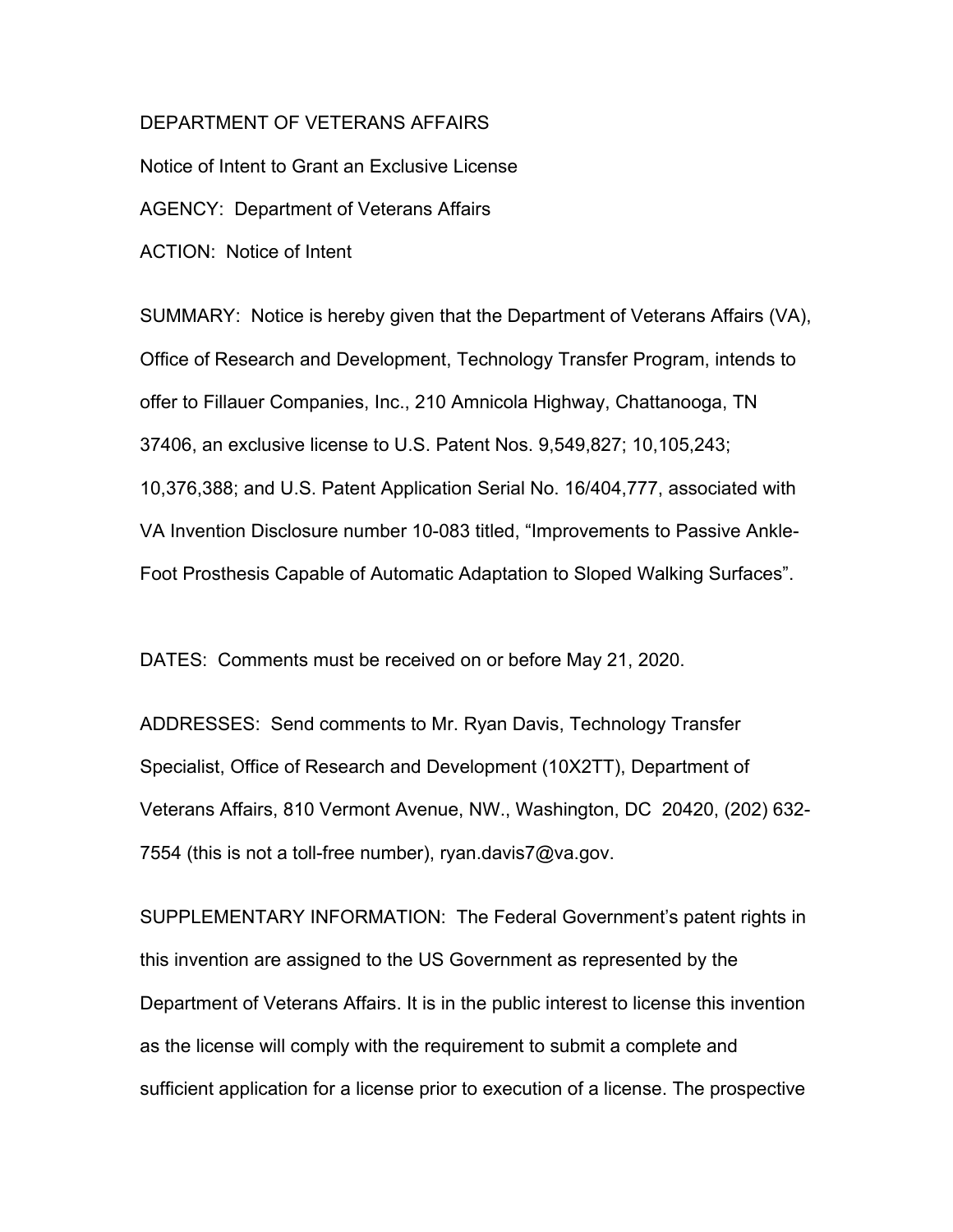DEPARTMENT OF VETERANS AFFAIRS

Notice of Intent to Grant an Exclusive License

AGENCY: Department of Veterans Affairs

ACTION: Notice of Intent

SUMMARY: Notice is hereby given that the Department of Veterans Affairs (VA), Office of Research and Development, Technology Transfer Program, intends to offer to Fillauer Companies, Inc., 210 Amnicola Highway, Chattanooga, TN 37406, an exclusive license to U.S. Patent Nos. 9,549,827; 10,105,243; 10,376,388; and U.S. Patent Application Serial No. 16/404,777, associated with VA Invention Disclosure number 10-083 titled, "Improvements to Passive Ankle-Foot Prosthesis Capable of Automatic Adaptation to Sloped Walking Surfaces".

DATES: Comments must be received on or before May 21, 2020.

ADDRESSES: Send comments to Mr. Ryan Davis, Technology Transfer Specialist, Office of Research and Development (10X2TT), Department of Veterans Affairs, 810 Vermont Avenue, NW., Washington, DC 20420, (202) 632-7554 (this is not a toll-free number), ryan.davis7@va.gov.

SUPPLEMENTARY INFORMATION: The Federal Government's patent rights in this invention are assigned to the US Government as represented by the Department of Veterans Affairs. It is in the public interest to license this invention as the license will comply with the requirement to submit a complete and sufficient application for a license prior to execution of a license. The prospective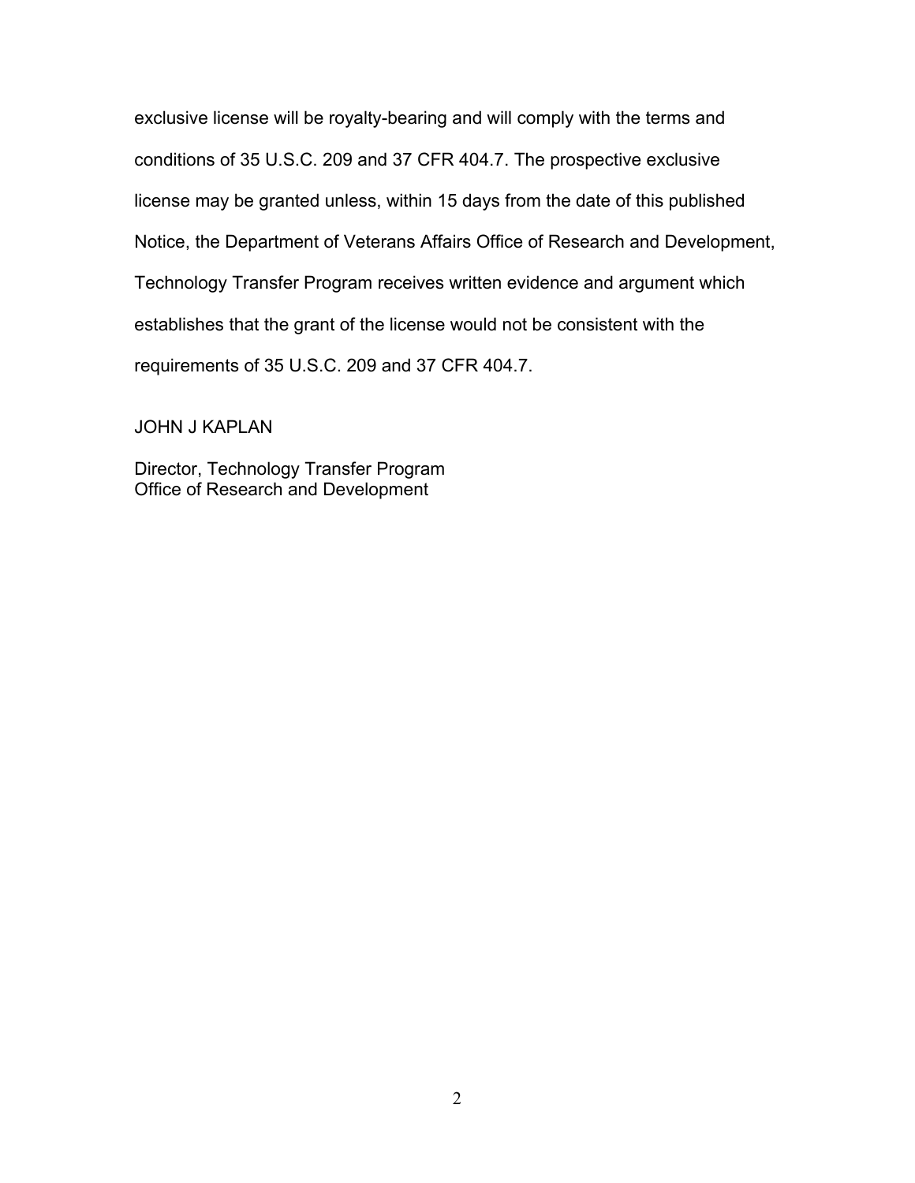exclusive license will be royalty-bearing and will comply with the terms and conditions of 35 U.S.C. 209 and 37 CFR 404.7. The prospective exclusive license may be granted unless, within 15 days from the date of this published Notice, the Department of Veterans Affairs Office of Research and Development, Technology Transfer Program receives written evidence and argument which establishes that the grant of the license would not be consistent with the requirements of 35 U.S.C. 209 and 37 CFR 404.7.

JOHN J KAPLAN

Director, Technology Transfer Program
Office of Research and Development